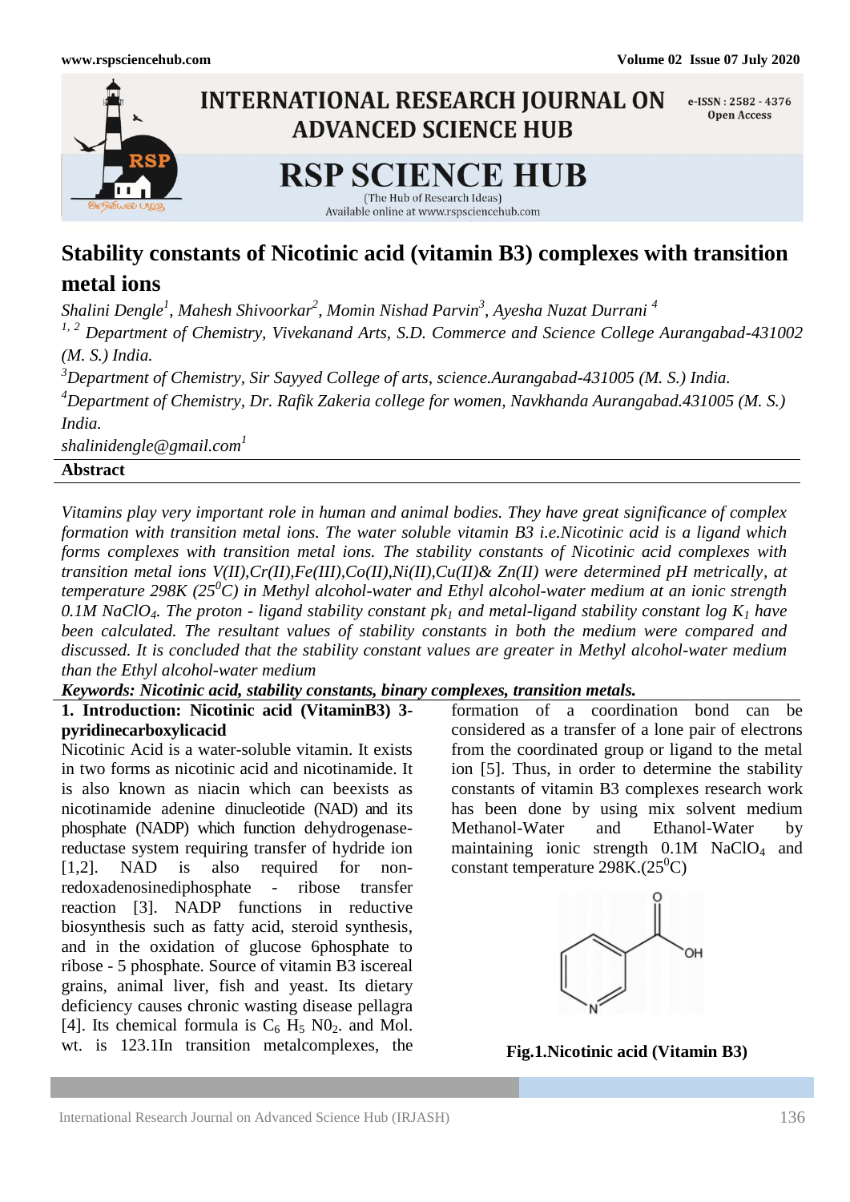# Stability constants of Nicotinic acid (vitamin B3) complexes with transition metal ions

*Shalini Dengle[1], Mahesh Shivoorkar[2], Momin Nishad Parvin[3], Ayesha Nuzat Durrani [4]*

*[1, 2] Department of Chemistry, Vivekanand Arts, S.D. Commerce and Science College Aurangabad-431002 (M. S.) India.*

*[3]Department of Chemistry, Sir Sayyed College of arts, science.Aurangabad-431005 (M. S.) India.*

*[4]Department of Chemistry, Dr. Rafik Zakeria college for women, Navkhanda Aurangabad.431005 (M. S.) India.*

*shalinidengle@gmail.com[1]*

## Abstract

*Vitamins play very important role in human and animal bodies. They have great significance of complex formation with transition metal ions. The water soluble vitamin B3 i.e.Nicotinic acid is a ligand which forms complexes with transition metal ions. The stability constants of Nicotinic acid complexes with transition metal ions V(II),Cr(II),Fe(III),Co(II),Ni(II),Cu(II)& Zn(II) were determined pH metrically, at temperature 298K ($25^0C$) in Methyl alcohol-water and Ethyl alcohol-water medium at an ionic strength 0.1M $NaClO_4$. The proton - ligand stability constant $pk_1$ and metal-ligand stability constant log $K_1$ have been calculated. The resultant values of stability constants in both the medium were compared and discussed. It is concluded that the stability constant values are greater in Methyl alcohol-water medium than the Ethyl alcohol-water medium*

***Keywords: Nicotinic acid, stability constants, binary complexes, transition metals.***

## 1. Introduction: Nicotinic acid (VitaminB3) 3-pyridinecarboxylicacid

Nicotinic Acid is a water-soluble vitamin. It exists in two forms as nicotinic acid and nicotinamide. It is also known as niacin which can beexists as nicotinamide adenine dinucleotide (NAD) and its phosphate (NADP) which function dehydrogenase-reductase system requiring transfer of hydride ion [1,2]. NAD is also required for non-redoxadenosinediphosphate - ribose transfer reaction [3]. NADP functions in reductive biosynthesis such as fatty acid, steroid synthesis, and in the oxidation of glucose 6phosphate to ribose - 5 phosphate. Source of vitamin B3 isceal grains, animal liver, fish and yeast. Its dietary deficiency causes chronic wasting disease pellagra [4]. Its chemical formula is $C_6$ $H_5$ $N0_2$. and Mol. wt. is 123.1In transition metalcomplexes, the formation of a coordination bond can be considered as a transfer of a lone pair of electrons from the coordinated group or ligand to the metal ion [5]. Thus, in order to determine the stability constants of vitamin B3 complexes research work has been done by using mix solvent medium Methanol-Water and Ethanol-Water by maintaining ionic strength 0.1M $NaClO_4$ and constant temperature 298K.($25^0C$)

**Fig.1.Nicotinic acid (Vitamin B3)**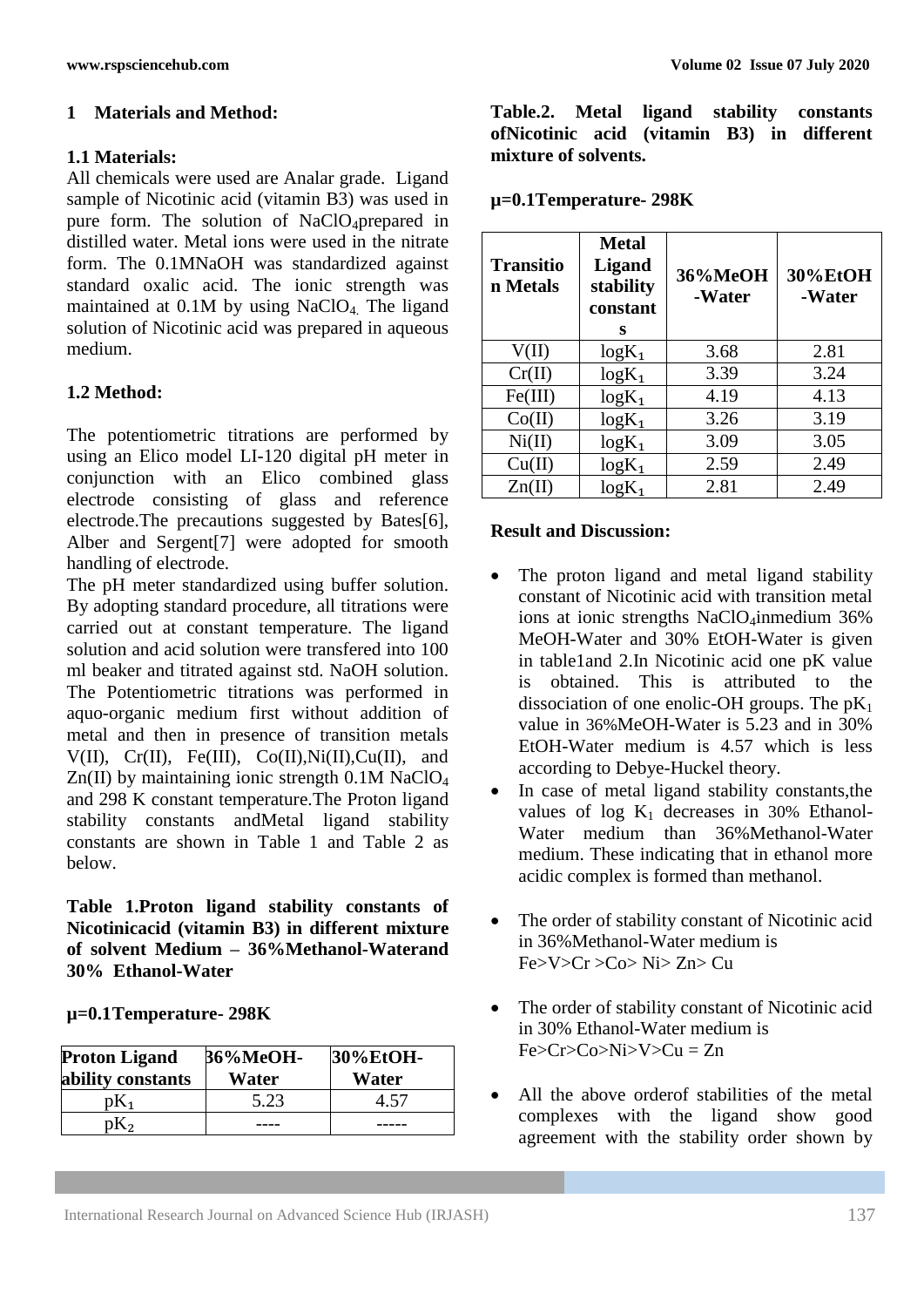## 1 Materials and Method:

### 1.1 Materials:

All chemicals were used are Analar grade. Ligand sample of Nicotinic acid (vitamin B3) was used in pure form. The solution of $NaClO_4$prepared in distilled water. Metal ions were used in the nitrate form. The 0.1MNaOH was standardized against standard oxalic acid. The ionic strength was maintained at 0.1M by using $NaClO_4$. The ligand solution of Nicotinic acid was prepared in aqueous medium.

### 1.2 Method:

The potentiometric titrations are performed by using an Elico model LI-120 digital pH meter in conjunction with an Elico combined glass electrode consisting of glass and reference electrode.The precautions suggested by Bates[6], Alber and Sergent[7] were adopted for smooth handling of electrode.

The pH meter standardized using buffer solution. By adopting standard procedure, all titrations were carried out at constant temperature. The ligand solution and acid solution were transfered into 100 ml beaker and titrated against std. NaOH solution. The Potentiometric titrations was performed in aquo-organic medium first without addition of metal and then in presence of transition metals V(II), Cr(II), Fe(III), Co(II),Ni(II),Cu(II), and Zn(II) by maintaining ionic strength 0.1M $NaClO_4$ and 298 K constant temperature.The Proton ligand stability constants andMetal ligand stability constants are shown in Table 1 and Table 2 as below.

**Table 1.Proton ligand stability constants of Nicotinicacid (vitamin B3) in different mixture of solvent Medium – 36%Methanol-Waterand 30% Ethanol-Water**

**μ=0.1Temperature- 298K**

| Proton Ligand ability constants | 36%MeOH-Water | 30%EtOH-Water |
|---|---|---|
| $pK_1$ | 5.23 | 4.57 |
| $pK_2$ | ---- | ----- |

**Table.2. Metal ligand stability constants ofNicotinic acid (vitamin B3) in different mixture of solvents.**

**μ=0.1Temperature- 298K**

| Transition Metals | Metal Ligand stability constants | 36%MeOH-Water | 30%EtOH-Water |
|---|---|---|---|
| V(II) | $logK_1$ | 3.68 | 2.81 |
| Cr(II) | $logK_1$ | 3.39 | 3.24 |
| Fe(III) | $logK_1$ | 4.19 | 4.13 |
| Co(II) | $logK_1$ | 3.26 | 3.19 |
| Ni(II) | $logK_1$ | 3.09 | 3.05 |
| Cu(II) | $logK_1$ | 2.59 | 2.49 |
| Zn(II) | $logK_1$ | 2.81 | 2.49 |

**Result and Discussion:**

- The proton ligand and metal ligand stability constant of Nicotinic acid with transition metal ions at ionic strengths $NaClO_4$inmedium 36% MeOH-Water and 30% EtOH-Water is given in table1and 2.In Nicotinic acid one pK value is obtained. This is attributed to the dissociation of one enolic-OH groups. The $pK_1$ value in 36%MeOH-Water is 5.23 and in 30% EtOH-Water medium is 4.57 which is less according to Debye-Huckel theory.
- In case of metal ligand stability constants,the values of log $K_1$ decreases in 30% Ethanol-Water medium than 36%Methanol-Water medium. These indicating that in ethanol more acidic complex is formed than methanol.
- The order of stability constant of Nicotinic acid in 36%Methanol-Water medium is Fe>V>Cr >Co> Ni> Zn> Cu
- The order of stability constant of Nicotinic acid in 30% Ethanol-Water medium is Fe>Cr>Co>Ni>V>Cu = Zn
- All the above orderof stabilities of the metal complexes with the ligand show good agreement with the stability order shown by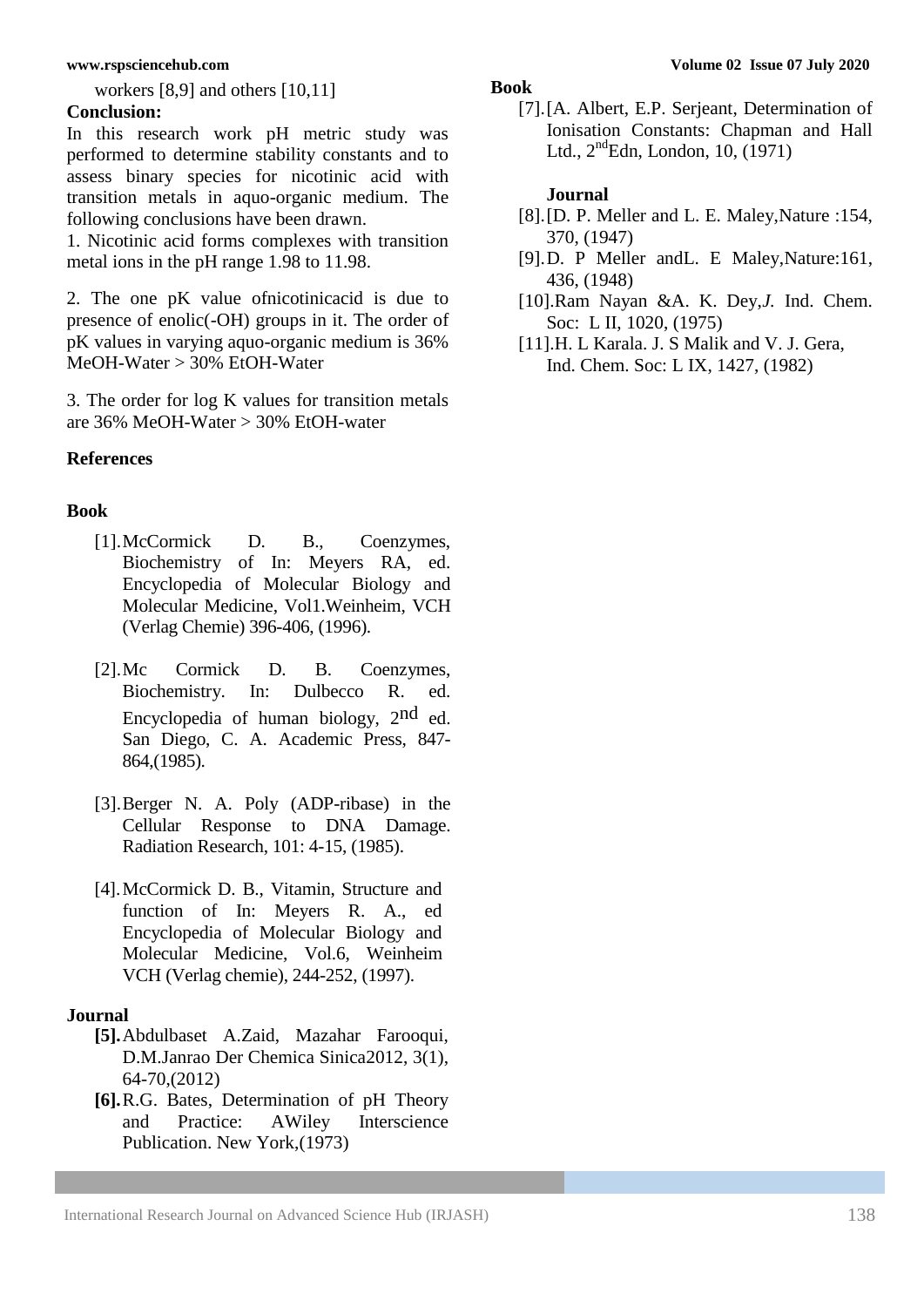workers [8,9] and others [10,11]

## Conclusion:

In this research work pH metric study was performed to determine stability constants and to assess binary species for nicotinic acid with transition metals in aquo-organic medium. The following conclusions have been drawn.

1. Nicotinic acid forms complexes with transition metal ions in the pH range 1.98 to 11.98.

2. The one pK value ofnicotinicacid is due to presence of enolic(-OH) groups in it. The order of pK values in varying aquo-organic medium is 36% MeOH-Water > 30% EtOH-Water

3. The order for log K values for transition metals are 36% MeOH-Water > 30% EtOH-water

## References

### Book

[1]. McCormick D. B., Coenzymes, Biochemistry of In: Meyers RA, ed. Encyclopedia of Molecular Biology and Molecular Medicine, Vol1.Weinheim, VCH (Verlag Chemie) 396-406, (1996).

[2]. Mc Cormick D. B. Coenzymes, Biochemistry. In: Dulbecco R. ed. Encyclopedia of human biology, 2nd ed. San Diego, C. A. Academic Press, 847-864,(1985).

[3]. Berger N. A. Poly (ADP-ribase) in the Cellular Response to DNA Damage. Radiation Research, 101: 4-15, (1985).

[4]. McCormick D. B., Vitamin, Structure and function of In: Meyers R. A., ed Encyclopedia of Molecular Biology and Molecular Medicine, Vol.6, Weinheim VCH (Verlag chemie), 244-252, (1997).

### Journal

**[5].** Abdulbaset A.Zaid, Mazahar Farooqui, D.M.Janrao Der Chemica Sinica2012, 3(1), 64-70,(2012)

**[6].** R.G. Bates, Determination of pH Theory and Practice: AWiley Interscience Publication. New York,(1973)

### Book

[7]. [A. Albert, E.P. Serjeant, Determination of Ionisation Constants: Chapman and Hall Ltd., 2ndEdn, London, 10, (1971)

### Journal

[8]. [D. P. Meller and L. E. Maley,Nature :154, 370, (1947)

[9]. D. P Meller andL. E Maley,Nature:161, 436, (1948)

[10]. Ram Nayan &A. K. Dey,*J.* Ind. Chem. Soc: L II, 1020, (1975)

[11]. H. L Karala. J. S Malik and V. J. Gera, Ind. Chem. Soc: L IX, 1427, (1982)